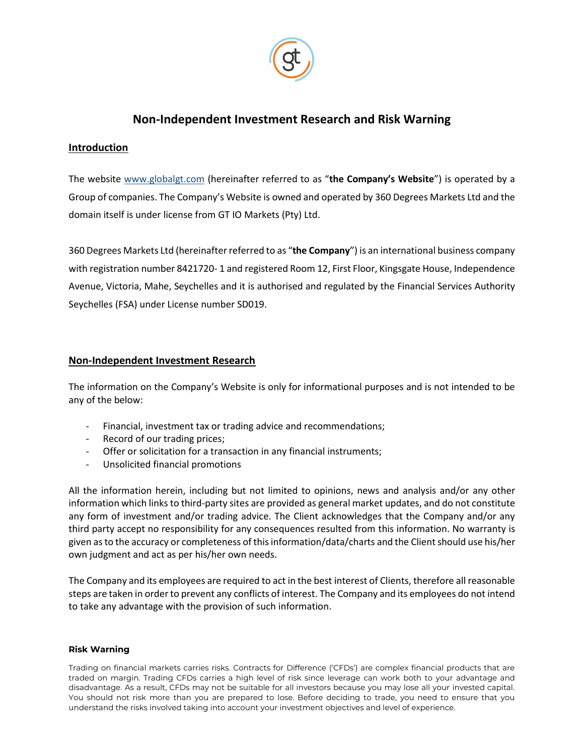# Non-Independent Investment Research and Risk Warning

## Introduction

The website www.globalgt.com (hereinafter referred to as "**the Company's Website**") is operated by a Group of companies. The Company's Website is owned and operated by 360 Degrees Markets Ltd and the domain itself is under license from GT IO Markets (Pty) Ltd.

360 Degrees Markets Ltd (hereinafter referred to as "**the Company**") is an international business company with registration number 8421720- 1 and registered Room 12, First Floor, Kingsgate House, Independence Avenue, Victoria, Mahe, Seychelles and it is authorised and regulated by the Financial Services Authority Seychelles (FSA) under License number SD019.

## Non-Independent Investment Research

The information on the Company's Website is only for informational purposes and is not intended to be any of the below:

- Financial, investment tax or trading advice and recommendations;
- Record of our trading prices;
- Offer or solicitation for a transaction in any financial instruments;
- Unsolicited financial promotions

All the information herein, including but not limited to opinions, news and analysis and/or any other information which links to third-party sites are provided as general market updates, and do not constitute any form of investment and/or trading advice. The Client acknowledges that the Company and/or any third party accept no responsibility for any consequences resulted from this information. No warranty is given as to the accuracy or completeness of this information/data/charts and the Client should use his/her own judgment and act as per his/her own needs.

The Company and its employees are required to act in the best interest of Clients, therefore all reasonable steps are taken in order to prevent any conflicts of interest. The Company and its employees do not intend to take any advantage with the provision of such information.

**Risk Warning**

Trading on financial markets carries risks. Contracts for Difference ('CFDs') are complex financial products that are traded on margin. Trading CFDs carries a high level of risk since leverage can work both to your advantage and disadvantage. As a result, CFDs may not be suitable for all investors because you may lose all your invested capital. You should not risk more than you are prepared to lose. Before deciding to trade, you need to ensure that you understand the risks involved taking into account your investment objectives and level of experience.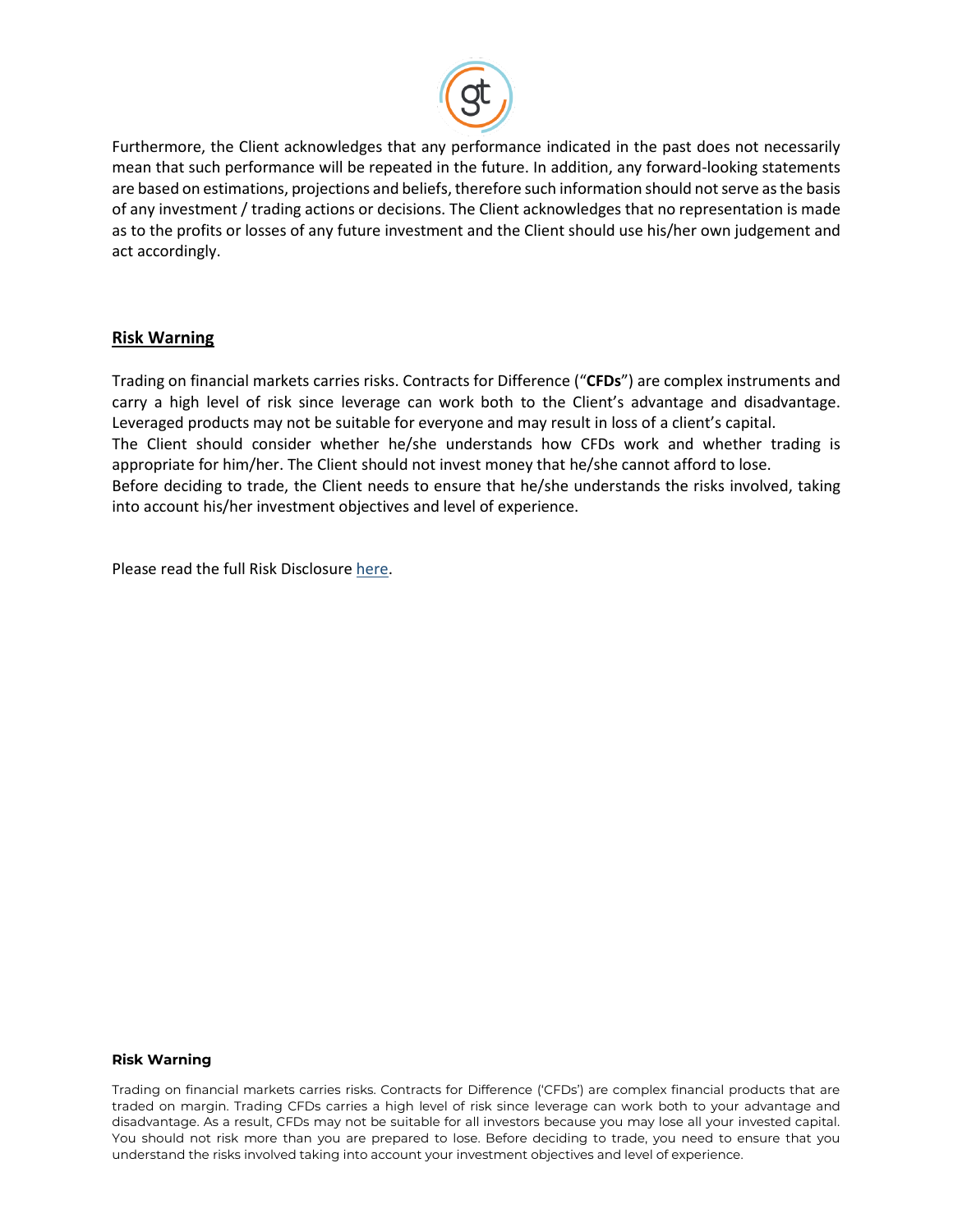Furthermore, the Client acknowledges that any performance indicated in the past does not necessarily mean that such performance will be repeated in the future. In addition, any forward-looking statements are based on estimations, projections and beliefs, therefore such information should not serve as the basis of any investment / trading actions or decisions. The Client acknowledges that no representation is made as to the profits or losses of any future investment and the Client should use his/her own judgement and act accordingly.

## Risk Warning

Trading on financial markets carries risks. Contracts for Difference ("**CFDs**") are complex instruments and carry a high level of risk since leverage can work both to the Client's advantage and disadvantage. Leveraged products may not be suitable for everyone and may result in loss of a client's capital.
The Client should consider whether he/she understands how CFDs work and whether trading is appropriate for him/her. The Client should not invest money that he/she cannot afford to lose.
Before deciding to trade, the Client needs to ensure that he/she understands the risks involved, taking into account his/her investment objectives and level of experience.

Please read the full Risk Disclosure here.